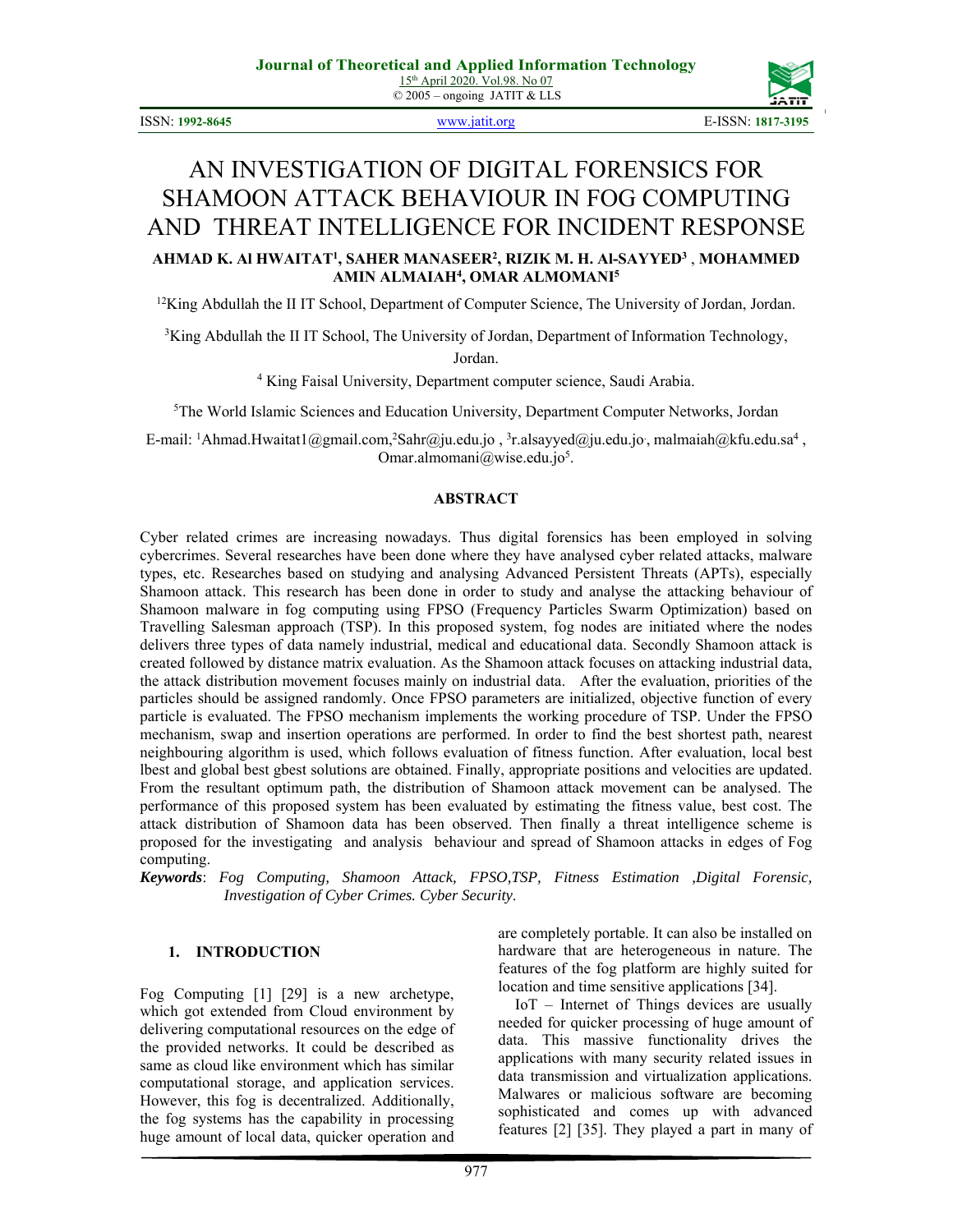# AN INVESTIGATION OF DIGITAL FORENSICS FOR SHAMOON ATTACK BEHAVIOUR IN FOG COMPUTING AND THREAT INTELLIGENCE FOR INCIDENT RESPONSE

**AHMAD K. Al HWAITAT[1], SAHER MANASEER[2], RIZIK M. H. Al-SAYYED[3], MOHAMMED AMIN ALMAIAH[4], OMAR ALMOMANI[5]**

[12]King Abdullah the II IT School, Department of Computer Science, The University of Jordan, Jordan.

[3]King Abdullah the II IT School, The University of Jordan, Department of Information Technology, Jordan.

[4] King Faisal University, Department computer science, Saudi Arabia.

[5]The World Islamic Sciences and Education University, Department Computer Networks, Jordan

E-mail: [1]Ahmad.Hwaitat1@gmail.com,[2]Sahr@ju.edu.jo , [3]r.alsayyed@ju.edu.jo, malmaiah@kfu.edu.sa[4] , Omar.almomani@wise.edu.jo[5].

## ABSTRACT

Cyber related crimes are increasing nowadays. Thus digital forensics has been employed in solving cybercrimes. Several researches have been done where they have analysed cyber related attacks, malware types, etc. Researches based on studying and analysing Advanced Persistent Threats (APTs), especially Shamoon attack. This research has been done in order to study and analyse the attacking behaviour of Shamoon malware in fog computing using FPSO (Frequency Particles Swarm Optimization) based on Travelling Salesman approach (TSP). In this proposed system, fog nodes are initiated where the nodes delivers three types of data namely industrial, medical and educational data. Secondly Shamoon attack is created followed by distance matrix evaluation. As the Shamoon attack focuses on attacking industrial data, the attack distribution movement focuses mainly on industrial data. After the evaluation, priorities of the particles should be assigned randomly. Once FPSO parameters are initialized, objective function of every particle is evaluated. The FPSO mechanism implements the working procedure of TSP. Under the FPSO mechanism, swap and insertion operations are performed. In order to find the best shortest path, nearest neighbouring algorithm is used, which follows evaluation of fitness function. After evaluation, local best lbest and global best gbest solutions are obtained. Finally, appropriate positions and velocities are updated. From the resultant optimum path, the distribution of Shamoon attack movement can be analysed. The performance of this proposed system has been evaluated by estimating the fitness value, best cost. The attack distribution of Shamoon data has been observed. Then finally a threat intelligence scheme is proposed for the investigating and analysis behaviour and spread of Shamoon attacks in edges of Fog computing.

***Keywords***: *Fog Computing, Shamoon Attack, FPSO,TSP, Fitness Estimation ,Digital Forensic, Investigation of Cyber Crimes. Cyber Security*.

## 1. INTRODUCTION

Fog Computing [1] [29] is a new archetype, which got extended from Cloud environment by delivering computational resources on the edge of the provided networks. It could be described as same as cloud like environment which has similar computational storage, and application services. However, this fog is decentralized. Additionally, the fog systems has the capability in processing huge amount of local data, quicker operation and are completely portable. It can also be installed on hardware that are heterogeneous in nature. The features of the fog platform are highly suited for location and time sensitive applications [34].

IoT – Internet of Things devices are usually needed for quicker processing of huge amount of data. This massive functionality drives the applications with many security related issues in data transmission and virtualization applications. Malwares or malicious software are becoming sophisticated and comes up with advanced features [2] [35]. They played a part in many of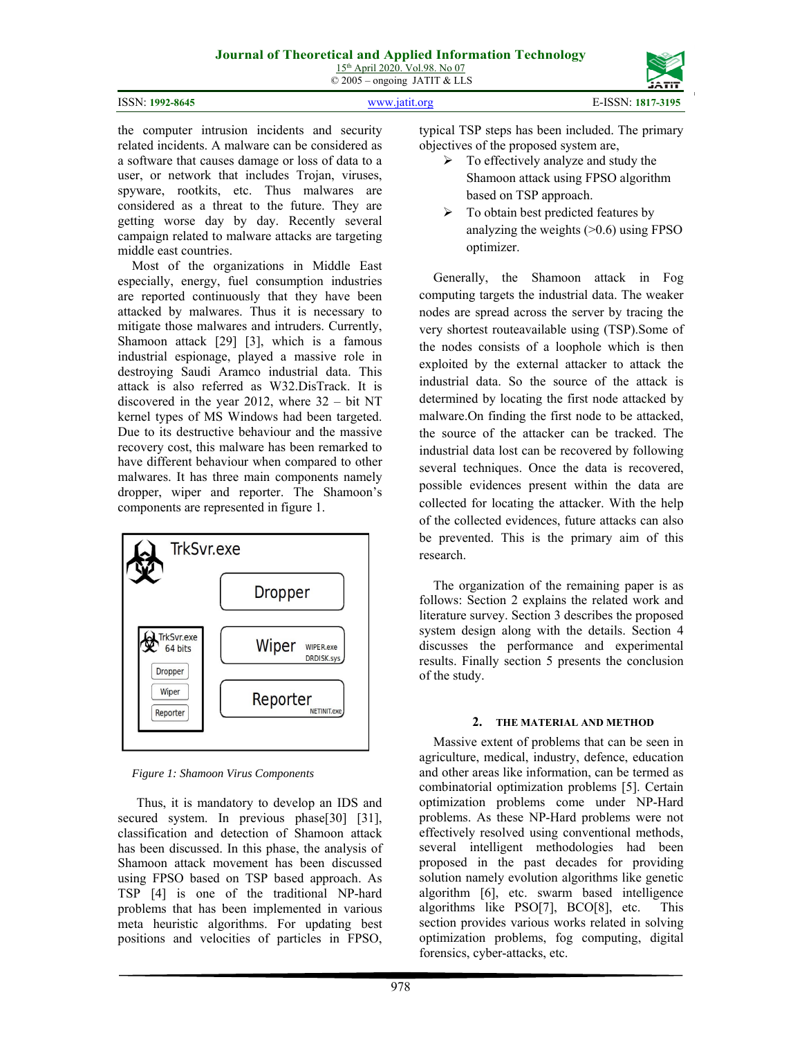the computer intrusion incidents and security related incidents. A malware can be considered as a software that causes damage or loss of data to a user, or network that includes Trojan, viruses, spyware, rootkits, etc. Thus malwares are considered as a threat to the future. They are getting worse day by day. Recently several campaign related to malware attacks are targeting middle east countries.

Most of the organizations in Middle East especially, energy, fuel consumption industries are reported continuously that they have been attacked by malwares. Thus it is necessary to mitigate those malwares and intruders. Currently, Shamoon attack [29] [3], which is a famous industrial espionage, played a massive role in destroying Saudi Aramco industrial data. This attack is also referred as W32.DisTrack. It is discovered in the year 2012, where 32 – bit NT kernel types of MS Windows had been targeted. Due to its destructive behaviour and the massive recovery cost, this malware has been remarked to have different behaviour when compared to other malwares. It has three main components namely dropper, wiper and reporter. The Shamoon's components are represented in figure 1.

*Figure 1: Shamoon Virus Components*

Thus, it is mandatory to develop an IDS and secured system. In previous phase[30] [31], classification and detection of Shamoon attack has been discussed. In this phase, the analysis of Shamoon attack movement has been discussed using FPSO based on TSP based approach. As TSP [4] is one of the traditional NP-hard problems that has been implemented in various meta heuristic algorithms. For updating best positions and velocities of particles in FPSO, typical TSP steps has been included. The primary objectives of the proposed system are,

- To effectively analyze and study the Shamoon attack using FPSO algorithm based on TSP approach.
- To obtain best predicted features by analyzing the weights (>0.6) using FPSO optimizer.

Generally, the Shamoon attack in Fog computing targets the industrial data. The weaker nodes are spread across the server by tracing the very shortest routeavailable using (TSP).Some of the nodes consists of a loophole which is then exploited by the external attacker to attack the industrial data. So the source of the attack is determined by locating the first node attacked by malware.On finding the first node to be attacked, the source of the attacker can be tracked. The industrial data lost can be recovered by following several techniques. Once the data is recovered, possible evidences present within the data are collected for locating the attacker. With the help of the collected evidences, future attacks can also be prevented. This is the primary aim of this research.

The organization of the remaining paper is as follows: Section 2 explains the related work and literature survey. Section 3 describes the proposed system design along with the details. Section 4 discusses the performance and experimental results. Finally section 5 presents the conclusion of the study.

## 2. THE MATERIAL AND METHOD

Massive extent of problems that can be seen in agriculture, medical, industry, defence, education and other areas like information, can be termed as combinatorial optimization problems [5]. Certain optimization problems come under NP-Hard problems. As these NP-Hard problems were not effectively resolved using conventional methods, several intelligent methodologies had been proposed in the past decades for providing solution namely evolution algorithms like genetic algorithm [6], etc. swarm based intelligence algorithms like PSO[7], BCO[8], etc. This section provides various works related in solving optimization problems, fog computing, digital forensics, cyber-attacks, etc.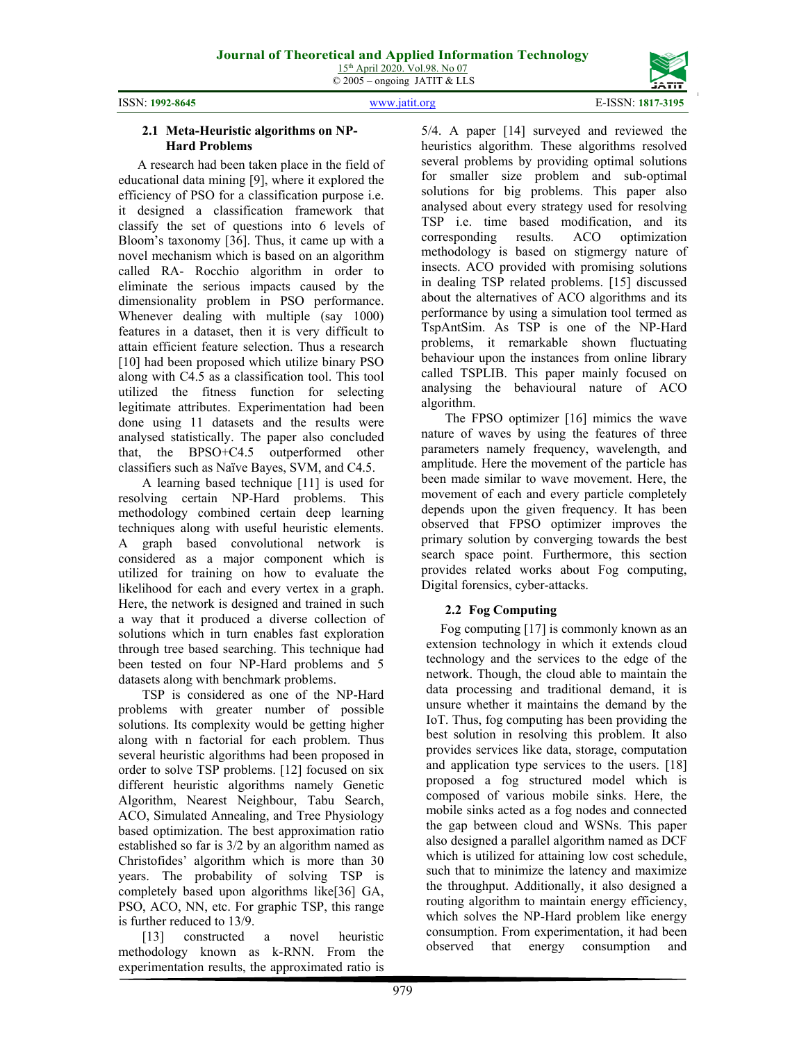### 2.1 Meta-Heuristic algorithms on NP-Hard Problems

A research had been taken place in the field of educational data mining [9], where it explored the efficiency of PSO for a classification purpose i.e. it designed a classification framework that classify the set of questions into 6 levels of Bloom's taxonomy [36]. Thus, it came up with a novel mechanism which is based on an algorithm called RA- Rocchio algorithm in order to eliminate the serious impacts caused by the dimensionality problem in PSO performance. Whenever dealing with multiple (say 1000) features in a dataset, then it is very difficult to attain efficient feature selection. Thus a research [10] had been proposed which utilize binary PSO along with C4.5 as a classification tool. This tool utilized the fitness function for selecting legitimate attributes. Experimentation had been done using 11 datasets and the results were analysed statistically. The paper also concluded that, the BPSO+C4.5 outperformed other classifiers such as Naïve Bayes, SVM, and C4.5.

A learning based technique [11] is used for resolving certain NP-Hard problems. This methodology combined certain deep learning techniques along with useful heuristic elements. A graph based convolutional network is considered as a major component which is utilized for training on how to evaluate the likelihood for each and every vertex in a graph. Here, the network is designed and trained in such a way that it produced a diverse collection of solutions which in turn enables fast exploration through tree based searching. This technique had been tested on four NP-Hard problems and 5 datasets along with benchmark problems.

TSP is considered as one of the NP-Hard problems with greater number of possible solutions. Its complexity would be getting higher along with n factorial for each problem. Thus several heuristic algorithms had been proposed in order to solve TSP problems. [12] focused on six different heuristic algorithms namely Genetic Algorithm, Nearest Neighbour, Tabu Search, ACO, Simulated Annealing, and Tree Physiology based optimization. The best approximation ratio established so far is 3/2 by an algorithm named as Christofides' algorithm which is more than 30 years. The probability of solving TSP is completely based upon algorithms like[36] GA, PSO, ACO, NN, etc. For graphic TSP, this range is further reduced to 13/9.

[13] constructed a novel heuristic methodology known as k-RNN. From the experimentation results, the approximated ratio is 5/4. A paper [14] surveyed and reviewed the heuristics algorithm. These algorithms resolved several problems by providing optimal solutions for smaller size problem and sub-optimal solutions for big problems. This paper also analysed about every strategy used for resolving TSP i.e. time based modification, and its corresponding results. ACO optimization methodology is based on stigmergy nature of insects. ACO provided with promising solutions in dealing TSP related problems. [15] discussed about the alternatives of ACO algorithms and its performance by using a simulation tool termed as TspAntSim. As TSP is one of the NP-Hard problems, it remarkable shown fluctuating behaviour upon the instances from online library called TSPLIB. This paper mainly focused on analysing the behavioural nature of ACO algorithm.

The FPSO optimizer [16] mimics the wave nature of waves by using the features of three parameters namely frequency, wavelength, and amplitude. Here the movement of the particle has been made similar to wave movement. Here, the movement of each and every particle completely depends upon the given frequency. It has been observed that FPSO optimizer improves the primary solution by converging towards the best search space point. Furthermore, this section provides related works about Fog computing, Digital forensics, cyber-attacks.

### 2.2 Fog Computing

Fog computing [17] is commonly known as an extension technology in which it extends cloud technology and the services to the edge of the network. Though, the cloud able to maintain the data processing and traditional demand, it is unsure whether it maintains the demand by the IoT. Thus, fog computing has been providing the best solution in resolving this problem. It also provides services like data, storage, computation and application type services to the users. [18] proposed a fog structured model which is composed of various mobile sinks. Here, the mobile sinks acted as a fog nodes and connected the gap between cloud and WSNs. This paper also designed a parallel algorithm named as DCF which is utilized for attaining low cost schedule, such that to minimize the latency and maximize the throughput. Additionally, it also designed a routing algorithm to maintain energy efficiency, which solves the NP-Hard problem like energy consumption. From experimentation, it had been observed that energy consumption and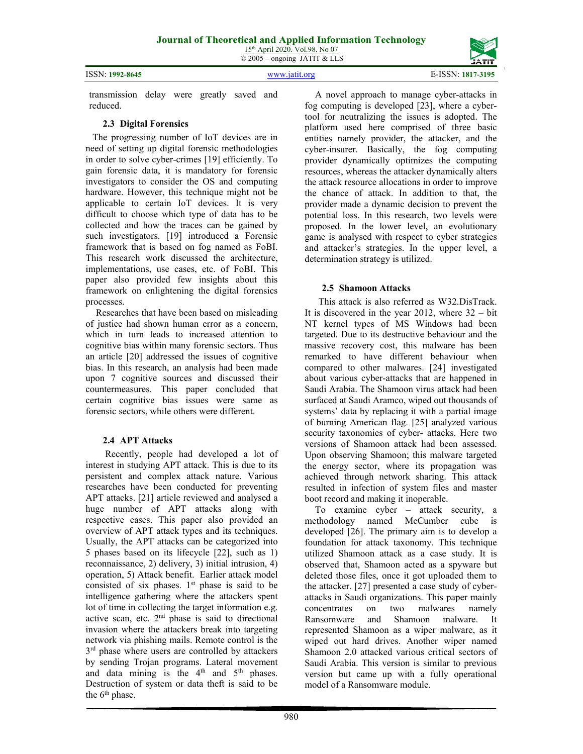transmission delay were greatly saved and reduced.

### 2.3 Digital Forensics

The progressing number of IoT devices are in need of setting up digital forensic methodologies in order to solve cyber-crimes [19] efficiently. To gain forensic data, it is mandatory for forensic investigators to consider the OS and computing hardware. However, this technique might not be applicable to certain IoT devices. It is very difficult to choose which type of data has to be collected and how the traces can be gained by such investigators. [19] introduced a Forensic framework that is based on fog named as FoBI. This research work discussed the architecture, implementations, use cases, etc. of FoBI. This paper also provided few insights about this framework on enlightening the digital forensics processes.

Researches that have been based on misleading of justice had shown human error as a concern, which in turn leads to increased attention to cognitive bias within many forensic sectors. Thus an article [20] addressed the issues of cognitive bias. In this research, an analysis had been made upon 7 cognitive sources and discussed their countermeasures. This paper concluded that certain cognitive bias issues were same as forensic sectors, while others were different.

### 2.4 APT Attacks

Recently, people had developed a lot of interest in studying APT attack. This is due to its persistent and complex attack nature. Various researches have been conducted for preventing APT attacks. [21] article reviewed and analysed a huge number of APT attacks along with respective cases. This paper also provided an overview of APT attack types and its techniques. Usually, the APT attacks can be categorized into 5 phases based on its lifecycle [22], such as 1) reconnaissance, 2) delivery, 3) initial intrusion, 4) operation, 5) Attack benefit. Earlier attack model consisted of six phases. 1st phase is said to be intelligence gathering where the attackers spent lot of time in collecting the target information e.g. active scan, etc. 2nd phase is said to directional invasion where the attackers break into targeting network via phishing mails. Remote control is the 3rd phase where users are controlled by attackers by sending Trojan programs. Lateral movement and data mining is the 4th and 5th phases. Destruction of system or data theft is said to be the 6th phase.

A novel approach to manage cyber-attacks in fog computing is developed [23], where a cyber-tool for neutralizing the issues is adopted. The platform used here comprised of three basic entities namely provider, the attacker, and the cyber-insurer. Basically, the fog computing provider dynamically optimizes the computing resources, whereas the attacker dynamically alters the attack resource allocations in order to improve the chance of attack. In addition to that, the provider made a dynamic decision to prevent the potential loss. In this research, two levels were proposed. In the lower level, an evolutionary game is analysed with respect to cyber strategies and attacker's strategies. In the upper level, a determination strategy is utilized.

### 2.5 Shamoon Attacks

This attack is also referred as W32.DisTrack. It is discovered in the year 2012, where 32 – bit NT kernel types of MS Windows had been targeted. Due to its destructive behaviour and the massive recovery cost, this malware has been remarked to have different behaviour when compared to other malwares. [24] investigated about various cyber-attacks that are happened in Saudi Arabia. The Shamoon virus attack had been surfaced at Saudi Aramco, wiped out thousands of systems' data by replacing it with a partial image of burning American flag. [25] analyzed various security taxonomies of cyber- attacks. Here two versions of Shamoon attack had been assessed. Upon observing Shamoon; this malware targeted the energy sector, where its propagation was achieved through network sharing. This attack resulted in infection of system files and master boot record and making it inoperable.

To examine cyber – attack security, a methodology named McCumber cube is developed [26]. The primary aim is to develop a foundation for attack taxonomy. This technique utilized Shamoon attack as a case study. It is observed that, Shamoon acted as a spyware but deleted those files, once it got uploaded them to the attacker. [27] presented a case study of cyber-attacks in Saudi organizations. This paper mainly concentrates on two malwares namely Ransomware and Shamoon malware. It represented Shamoon as a wiper malware, as it wiped out hard drives. Another wiper named Shamoon 2.0 attacked various critical sectors of Saudi Arabia. This version is similar to previous version but came up with a fully operational model of a Ransomware module.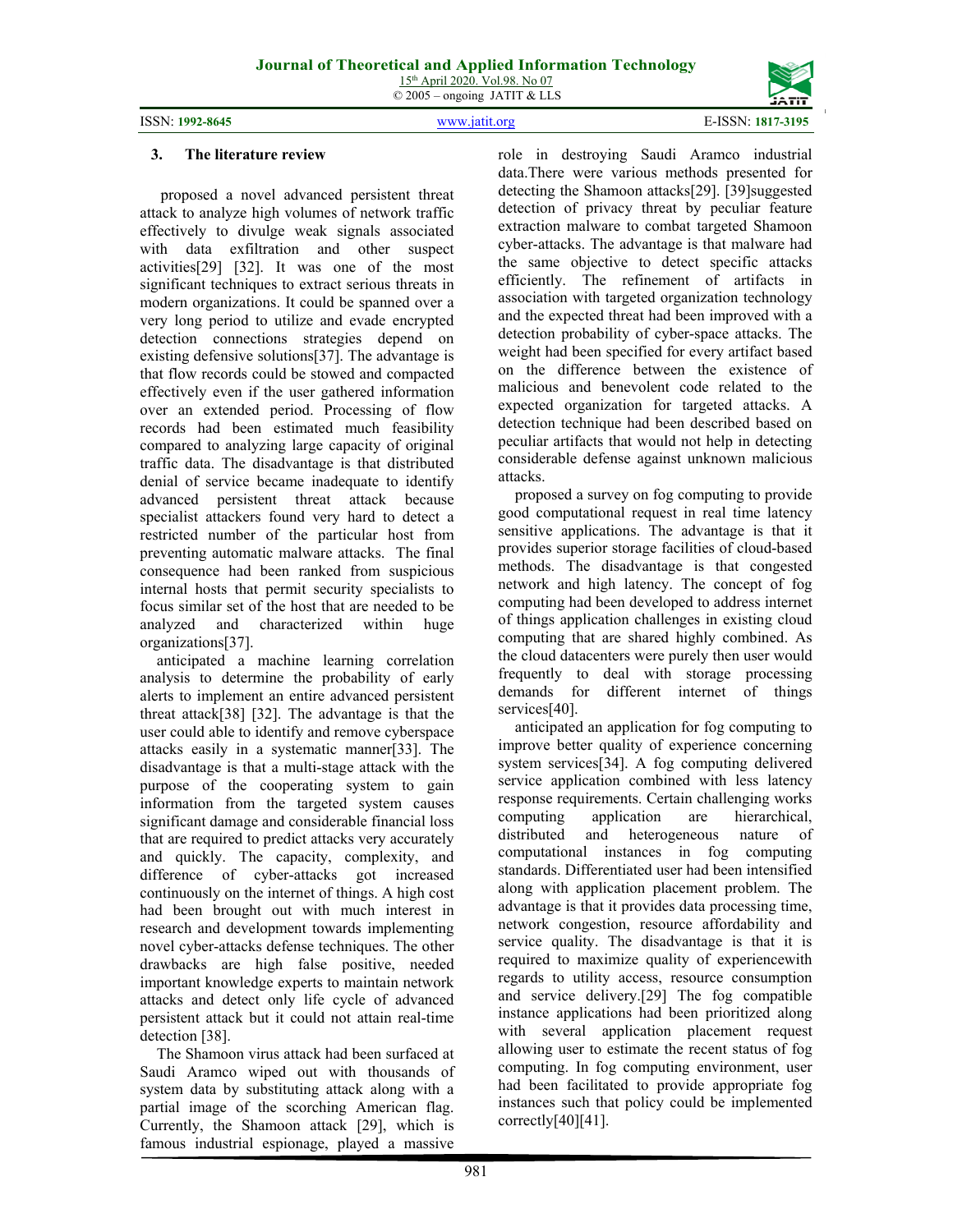## 3. The literature review

proposed a novel advanced persistent threat attack to analyze high volumes of network traffic effectively to divulge weak signals associated with data exfiltration and other suspect activities[29] [32]. It was one of the most significant techniques to extract serious threats in modern organizations. It could be spanned over a very long period to utilize and evade encrypted detection connections strategies depend on existing defensive solutions[37]. The advantage is that flow records could be stowed and compacted effectively even if the user gathered information over an extended period. Processing of flow records had been estimated much feasibility compared to analyzing large capacity of original traffic data. The disadvantage is that distributed denial of service became inadequate to identify advanced persistent threat attack because specialist attackers found very hard to detect a restricted number of the particular host from preventing automatic malware attacks. The final consequence had been ranked from suspicious internal hosts that permit security specialists to focus similar set of the host that are needed to be analyzed and characterized within huge organizations[37].

anticipated a machine learning correlation analysis to determine the probability of early alerts to implement an entire advanced persistent threat attack[38] [32]. The advantage is that the user could able to identify and remove cyberspace attacks easily in a systematic manner[33]. The disadvantage is that a multi-stage attack with the purpose of the cooperating system to gain information from the targeted system causes significant damage and considerable financial loss that are required to predict attacks very accurately and quickly. The capacity, complexity, and difference of cyber-attacks got increased continuously on the internet of things. A high cost had been brought out with much interest in research and development towards implementing novel cyber-attacks defense techniques. The other drawbacks are high false positive, needed important knowledge experts to maintain network attacks and detect only life cycle of advanced persistent attack but it could not attain real-time detection [38].

The Shamoon virus attack had been surfaced at Saudi Aramco wiped out with thousands of system data by substituting attack along with a partial image of the scorching American flag. Currently, the Shamoon attack [29], which is famous industrial espionage, played a massive role in destroying Saudi Aramco industrial data.There were various methods presented for detecting the Shamoon attacks[29]. [39]suggested detection of privacy threat by peculiar feature extraction malware to combat targeted Shamoon cyber-attacks. The advantage is that malware had the same objective to detect specific attacks efficiently. The refinement of artifacts in association with targeted organization technology and the expected threat had been improved with a detection probability of cyber-space attacks. The weight had been specified for every artifact based on the difference between the existence of malicious and benevolent code related to the expected organization for targeted attacks. A detection technique had been described based on peculiar artifacts that would not help in detecting considerable defense against unknown malicious attacks.

proposed a survey on fog computing to provide good computational request in real time latency sensitive applications. The advantage is that it provides superior storage facilities of cloud-based methods. The disadvantage is that congested network and high latency. The concept of fog computing had been developed to address internet of things application challenges in existing cloud computing that are shared highly combined. As the cloud datacenters were purely then user would frequently to deal with storage processing demands for different internet of things services[40].

anticipated an application for fog computing to improve better quality of experience concerning system services[34]. A fog computing delivered service application combined with less latency response requirements. Certain challenging works computing application are hierarchical, distributed and heterogeneous nature of computational instances in fog computing standards. Differentiated user had been intensified along with application placement problem. The advantage is that it provides data processing time, network congestion, resource affordability and service quality. The disadvantage is that it is required to maximize quality of experiencewith regards to utility access, resource consumption and service delivery.[29] The fog compatible instance applications had been prioritized along with several application placement request allowing user to estimate the recent status of fog computing. In fog computing environment, user had been facilitated to provide appropriate fog instances such that policy could be implemented correctly[40][41].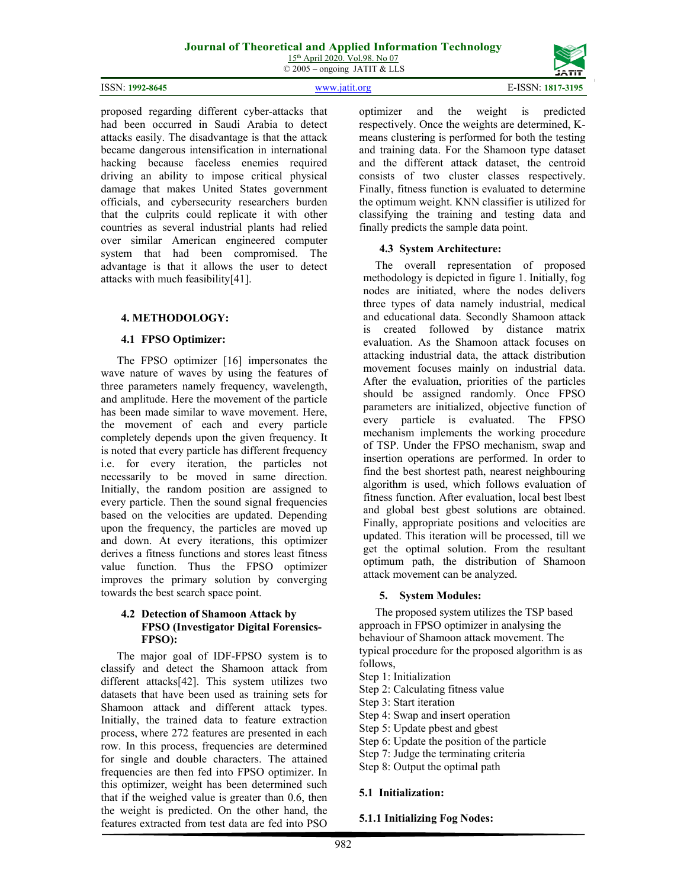proposed regarding different cyber-attacks that had been occurred in Saudi Arabia to detect attacks easily. The disadvantage is that the attack became dangerous intensification in international hacking because faceless enemies required driving an ability to impose critical physical damage that makes United States government officials, and cybersecurity researchers burden that the culprits could replicate it with other countries as several industrial plants had relied over similar American engineered computer system that had been compromised. The advantage is that it allows the user to detect attacks with much feasibility[41].

## 4. METHODOLOGY:

### 4.1 FPSO Optimizer:

The FPSO optimizer [16] impersonates the wave nature of waves by using the features of three parameters namely frequency, wavelength, and amplitude. Here the movement of the particle has been made similar to wave movement. Here, the movement of each and every particle completely depends upon the given frequency. It is noted that every particle has different frequency i.e. for every iteration, the particles not necessarily to be moved in same direction. Initially, the random position are assigned to every particle. Then the sound signal frequencies based on the velocities are updated. Depending upon the frequency, the particles are moved up and down. At every iterations, this optimizer derives a fitness functions and stores least fitness value function. Thus the FPSO optimizer improves the primary solution by converging towards the best search space point.

### 4.2 Detection of Shamoon Attack by FPSO (Investigator Digital Forensics-FPSO):

The major goal of IDF-FPSO system is to classify and detect the Shamoon attack from different attacks[42]. This system utilizes two datasets that have been used as training sets for Shamoon attack and different attack types. Initially, the trained data to feature extraction process, where 272 features are presented in each row. In this process, frequencies are determined for single and double characters. The attained frequencies are then fed into FPSO optimizer. In this optimizer, weight has been determined such that if the weighed value is greater than 0.6, then the weight is predicted. On the other hand, the features extracted from test data are fed into PSO optimizer and the weight is predicted respectively. Once the weights are determined, K-means clustering is performed for both the testing and training data. For the Shamoon type dataset and the different attack dataset, the centroid consists of two cluster classes respectively. Finally, fitness function is evaluated to determine the optimum weight. KNN classifier is utilized for classifying the training and testing data and finally predicts the sample data point.

### 4.3 System Architecture:

The overall representation of proposed methodology is depicted in figure 1. Initially, fog nodes are initiated, where the nodes delivers three types of data namely industrial, medical and educational data. Secondly Shamoon attack is created followed by distance matrix evaluation. As the Shamoon attack focuses on attacking industrial data, the attack distribution movement focuses mainly on industrial data. After the evaluation, priorities of the particles should be assigned randomly. Once FPSO parameters are initialized, objective function of every particle is evaluated. The FPSO mechanism implements the working procedure of TSP. Under the FPSO mechanism, swap and insertion operations are performed. In order to find the best shortest path, nearest neighbouring algorithm is used, which follows evaluation of fitness function. After evaluation, local best lbest and global best gbest solutions are obtained. Finally, appropriate positions and velocities are updated. This iteration will be processed, till we get the optimal solution. From the resultant optimum path, the distribution of Shamoon attack movement can be analyzed.

## 5. System Modules:

The proposed system utilizes the TSP based approach in FPSO optimizer in analysing the behaviour of Shamoon attack movement. The typical procedure for the proposed algorithm is as follows,

Step 1: Initialization
Step 2: Calculating fitness value
Step 3: Start iteration
Step 4: Swap and insert operation
Step 5: Update pbest and gbest
Step 6: Update the position of the particle
Step 7: Judge the terminating criteria
Step 8: Output the optimal path

### 5.1 Initialization:

#### 5.1.1 Initializing Fog Nodes: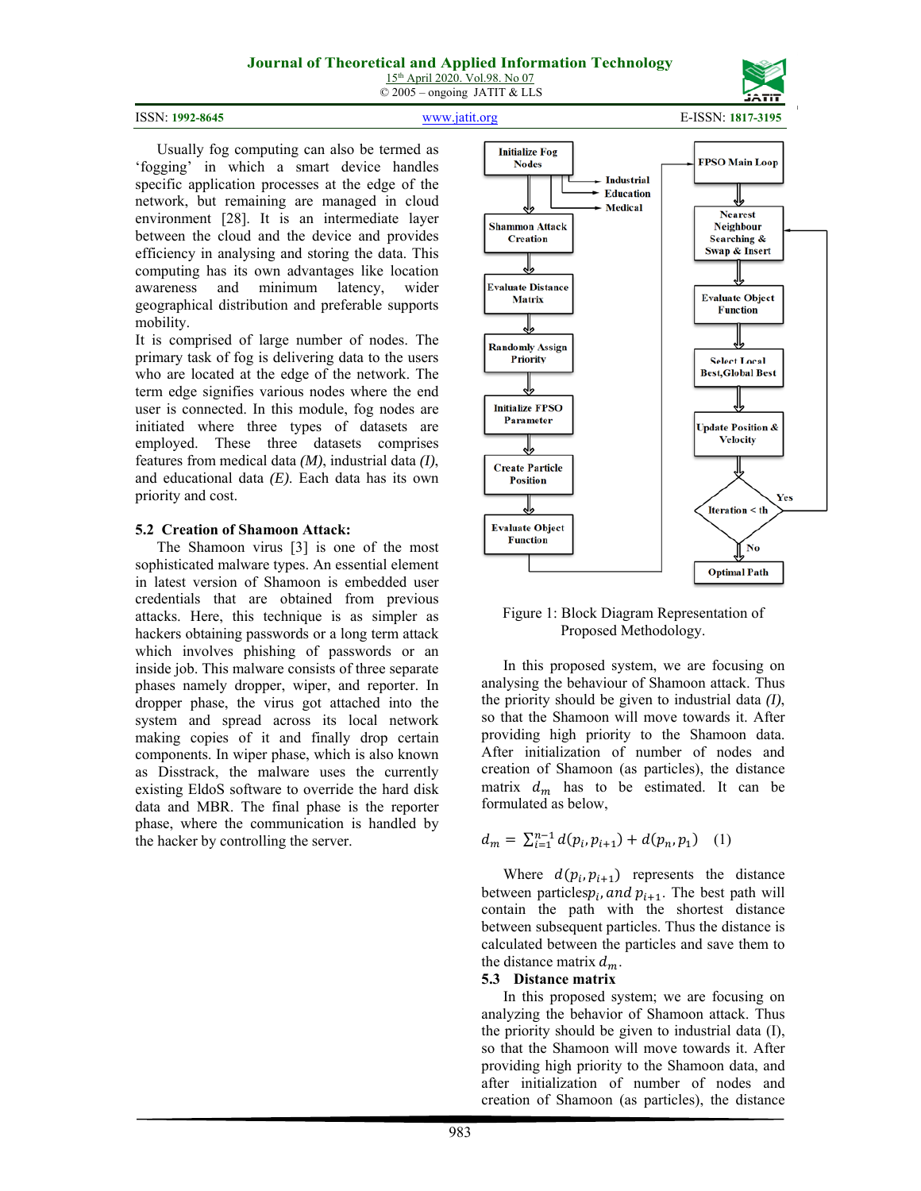Usually fog computing can also be termed as 'fogging' in which a smart device handles specific application processes at the edge of the network, but remaining are managed in cloud environment [28]. It is an intermediate layer between the cloud and the device and provides efficiency in analysing and storing the data. This computing has its own advantages like location awareness and minimum latency, wider geographical distribution and preferable supports mobility.

It is comprised of large number of nodes. The primary task of fog is delivering data to the users who are located at the edge of the network. The term edge signifies various nodes where the end user is connected. In this module, fog nodes are initiated where three types of datasets are employed. These three datasets comprises features from medical data *(M)*, industrial data *(I)*, and educational data *(E)*. Each data has its own priority and cost.

### 5.2 Creation of Shamoon Attack:

The Shamoon virus [3] is one of the most sophisticated malware types. An essential element in latest version of Shamoon is embedded user credentials that are obtained from previous attacks. Here, this technique is as simpler as hackers obtaining passwords or a long term attack which involves phishing of passwords or an inside job. This malware consists of three separate phases namely dropper, wiper, and reporter. In dropper phase, the virus got attached into the system and spread across its local network making copies of it and finally drop certain components. In wiper phase, which is also known as Disstrack, the malware uses the currently existing EldoS software to override the hard disk data and MBR. The final phase is the reporter phase, where the communication is handled by the hacker by controlling the server.

Figure 1: Block Diagram Representation of Proposed Methodology.

In this proposed system, we are focusing on analysing the behaviour of Shamoon attack. Thus the priority should be given to industrial data *(I)*, so that the Shamoon will move towards it. After providing high priority to the Shamoon data. After initialization of number of nodes and creation of Shamoon (as particles), the distance matrix $d_m$ has to be estimated. It can be formulated as below,

$$d_m = \sum_{i=1}^{n-1} d(p_i, p_{i+1}) + d(p_n, p_1) \quad (1)$$

Where $d(p_i, p_{i+1})$ represents the distance between particles$p_i$, $and$ $p_{i+1}$. The best path will contain the path with the shortest distance between subsequent particles. Thus the distance is calculated between the particles and save them to the distance matrix $d_m$.

### 5.3 Distance matrix

In this proposed system; we are focusing on analyzing the behavior of Shamoon attack. Thus the priority should be given to industrial data (I), so that the Shamoon will move towards it. After providing high priority to the Shamoon data, and after initialization of number of nodes and creation of Shamoon (as particles), the distance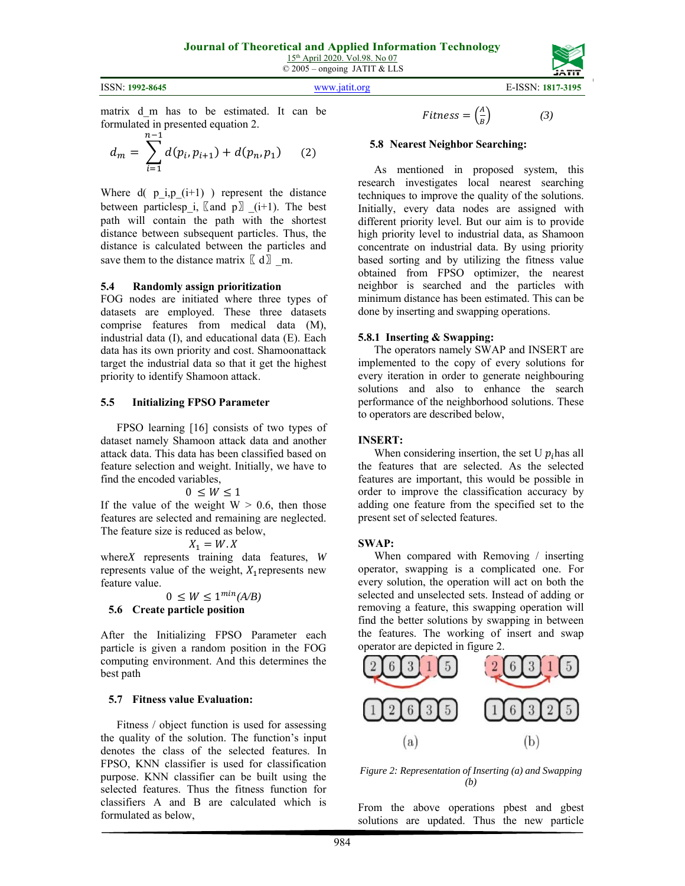matrix d_m has to be estimated. It can be formulated in presented equation 2.

$$d_m = \sum_{i=1}^{n-1} d(p_i, p_{i+1}) + d(p_n, p_1) \qquad (2)$$

Where d( p_i,p_(i+1) ) represent the distance between particlesp_i, 〖and p〗_(i+1). The best path will contain the path with the shortest distance between subsequent particles. Thus, the distance is calculated between the particles and save them to the distance matrix 〖d〗_m.

### 5.4 Randomly assign prioritization

FOG nodes are initiated where three types of datasets are employed. These three datasets comprise features from medical data (M), industrial data (I), and educational data (E). Each data has its own priority and cost. Shamoonattack target the industrial data so that it get the highest priority to identify Shamoon attack.

### 5.5 Initializing FPSO Parameter

FPSO learning [16] consists of two types of dataset namely Shamoon attack data and another attack data. This data has been classified based on feature selection and weight. Initially, we have to find the encoded variables,

$$0 \leq W \leq 1$$

If the value of the weight W > 0.6, then those features are selected and remaining are neglected. The feature size is reduced as below,

$$X_1 = W.X$$

where $X$ represents training data features, $W$ represents value of the weight, $X_1$ represents new feature value.

$$0 \leq W \leq 1^{min}(A/B)$$

### 5.6 Create particle position

After the Initializing FPSO Parameter each particle is given a random position in the FOG computing environment. And this determines the best path

### 5.7 Fitness value Evaluation:

Fitness / object function is used for assessing the quality of the solution. The function's input denotes the class of the selected features. In FPSO, KNN classifier is used for classification purpose. KNN classifier can be built using the selected features. Thus the fitness function for classifiers A and B are calculated which is formulated as below,

$$Fitness = \left(\frac{A}{B}\right) \qquad (3)$$

### 5.8 Nearest Neighbor Searching:

As mentioned in proposed system, this research investigates local nearest searching techniques to improve the quality of the solutions. Initially, every data nodes are assigned with different priority level. But our aim is to provide high priority level to industrial data, as Shamoon concentrate on industrial data. By using priority based sorting and by utilizing the fitness value obtained from FPSO optimizer, the nearest neighbor is searched and the particles with minimum distance has been estimated. This can be done by inserting and swapping operations.

#### 5.8.1 Inserting & Swapping:

The operators namely SWAP and INSERT are implemented to the copy of every solutions for every iteration in order to generate neighbouring solutions and also to enhance the search performance of the neighborhood solutions. These to operators are described below,

**INSERT:**

When considering insertion, the set U $p_i$has all the features that are selected. As the selected features are important, this would be possible in order to improve the classification accuracy by adding one feature from the specified set to the present set of selected features.

**SWAP:**

When compared with Removing / inserting operator, swapping is a complicated one. For every solution, the operation will act on both the selected and unselected sets. Instead of adding or removing a feature, this swapping operation will find the better solutions by swapping in between the features. The working of insert and swap operator are depicted in figure 2.

*Figure 2: Representation of Inserting (a) and Swapping (b)*

From the above operations pbest and gbest solutions are updated. Thus the new particle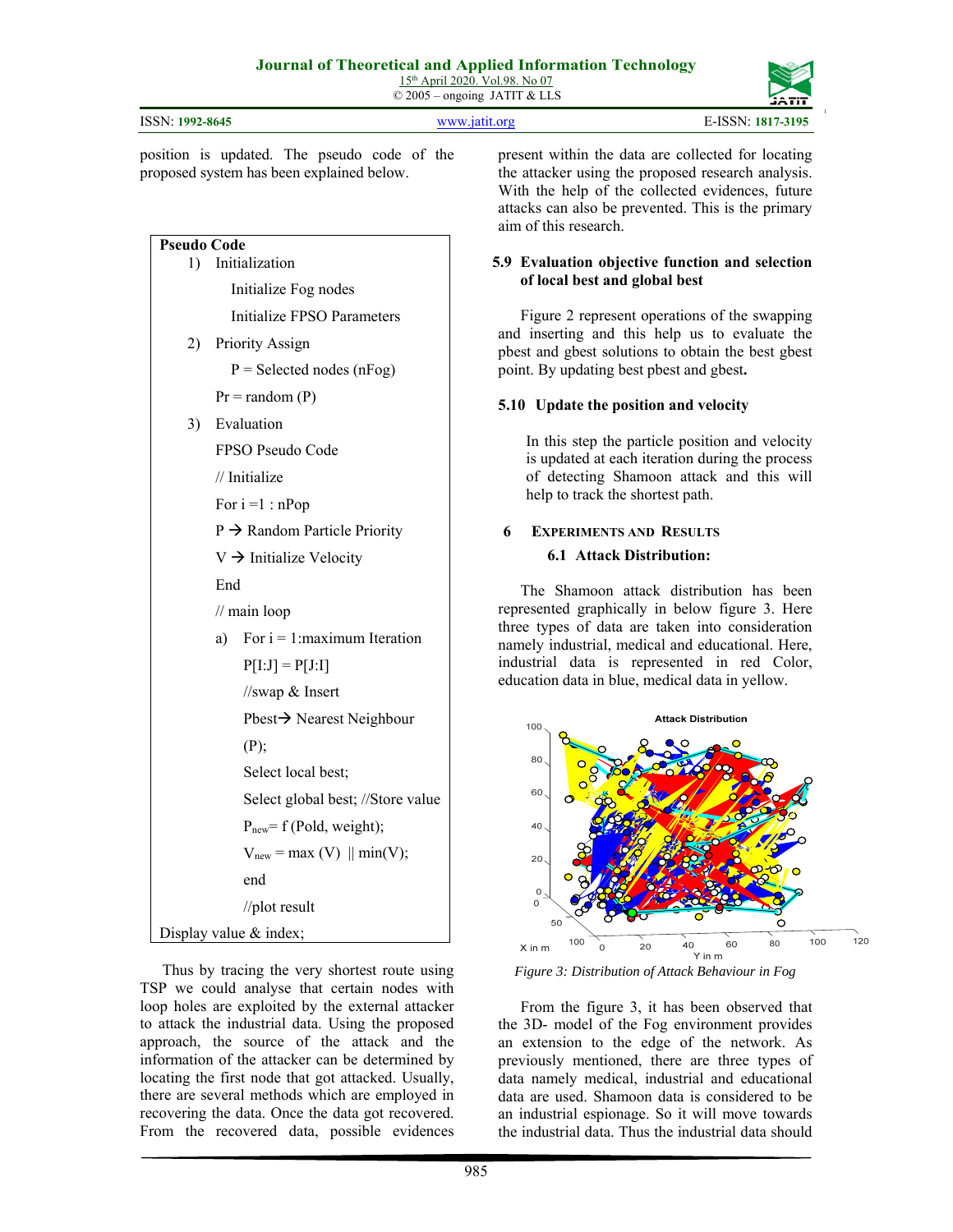position is updated. The pseudo code of the proposed system has been explained below.

```
Pseudo Code
  1)  Initialization
        Initialize Fog nodes
        Initialize FPSO Parameters
  2)  Priority Assign
        P = Selected nodes (nFog)
      Pr = random (P)
  3)  Evaluation
      FPSO Pseudo Code
      // Initialize
      For i =1 : nPop
      P → Random Particle Priority
      V → Initialize Velocity
      End
      // main loop
      a)  For i = 1:maximum Iteration
          P[I:J] = P[J:I]
          //swap & Insert
          Pbest→ Nearest Neighbour
          (P);
          Select local best;
          Select global best; //Store value
          P_new= f (Pold, weight);
          V_new = max (V) || min(V);
          end
          //plot result
Display value & index;
```

Thus by tracing the very shortest route using TSP we could analyse that certain nodes with loop holes are exploited by the external attacker to attack the industrial data. Using the proposed approach, the source of the attack and the information of the attacker can be determined by locating the first node that got attacked. Usually, there are several methods which are employed in recovering the data. Once the data got recovered. From the recovered data, possible evidences present within the data are collected for locating the attacker using the proposed research analysis. With the help of the collected evidences, future attacks can also be prevented. This is the primary aim of this research.

### 5.9 Evaluation objective function and selection of local best and global best

Figure 2 represent operations of the swapping and inserting and this help us to evaluate the pbest and gbest solutions to obtain the best gbest point. By updating best pbest and gbest**.**

### 5.10 Update the position and velocity

In this step the particle position and velocity is updated at each iteration during the process of detecting Shamoon attack and this will help to track the shortest path.

## 6 Experiments and Results

### 6.1 Attack Distribution:

The Shamoon attack distribution has been represented graphically in below figure 3. Here three types of data are taken into consideration namely industrial, medical and educational. Here, industrial data is represented in red Color, education data in blue, medical data in yellow.

*Figure 3: Distribution of Attack Behaviour in Fog*

From the figure 3, it has been observed that the 3D- model of the Fog environment provides an extension to the edge of the network. As previously mentioned, there are three types of data namely medical, industrial and educational data are used. Shamoon data is considered to be an industrial espionage. So it will move towards the industrial data. Thus the industrial data should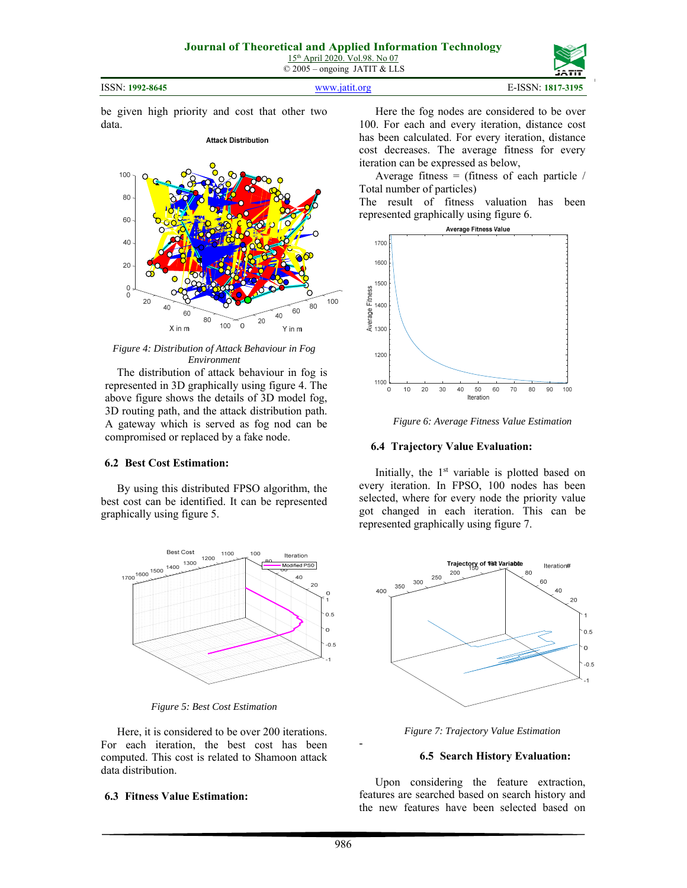be given high priority and cost that other two data.

*Figure 4: Distribution of Attack Behaviour in Fog Environment*

The distribution of attack behaviour in fog is represented in 3D graphically using figure 4. The above figure shows the details of 3D model fog, 3D routing path, and the attack distribution path. A gateway which is served as fog nod can be compromised or replaced by a fake node.

### 6.2 Best Cost Estimation:

By using this distributed FPSO algorithm, the best cost can be identified. It can be represented graphically using figure 5.

*Figure 5: Best Cost Estimation*

Here, it is considered to be over 200 iterations. For each iteration, the best cost has been computed. This cost is related to Shamoon attack data distribution.

### 6.3 Fitness Value Estimation:

Here the fog nodes are considered to be over 100. For each and every iteration, distance cost has been calculated. For every iteration, distance cost decreases. The average fitness for every iteration can be expressed as below,

Average fitness = (fitness of each particle / Total number of particles)

The result of fitness valuation has been represented graphically using figure 6.

*Figure 6: Average Fitness Value Estimation*

### 6.4 Trajectory Value Evaluation:

Initially, the 1st variable is plotted based on every iteration. In FPSO, 100 nodes has been selected, where for every node the priority value got changed in each iteration. This can be represented graphically using figure 7.

*Figure 7: Trajectory Value Estimation*

### 6.5 Search History Evaluation:

Upon considering the feature extraction, features are searched based on search history and the new features have been selected based on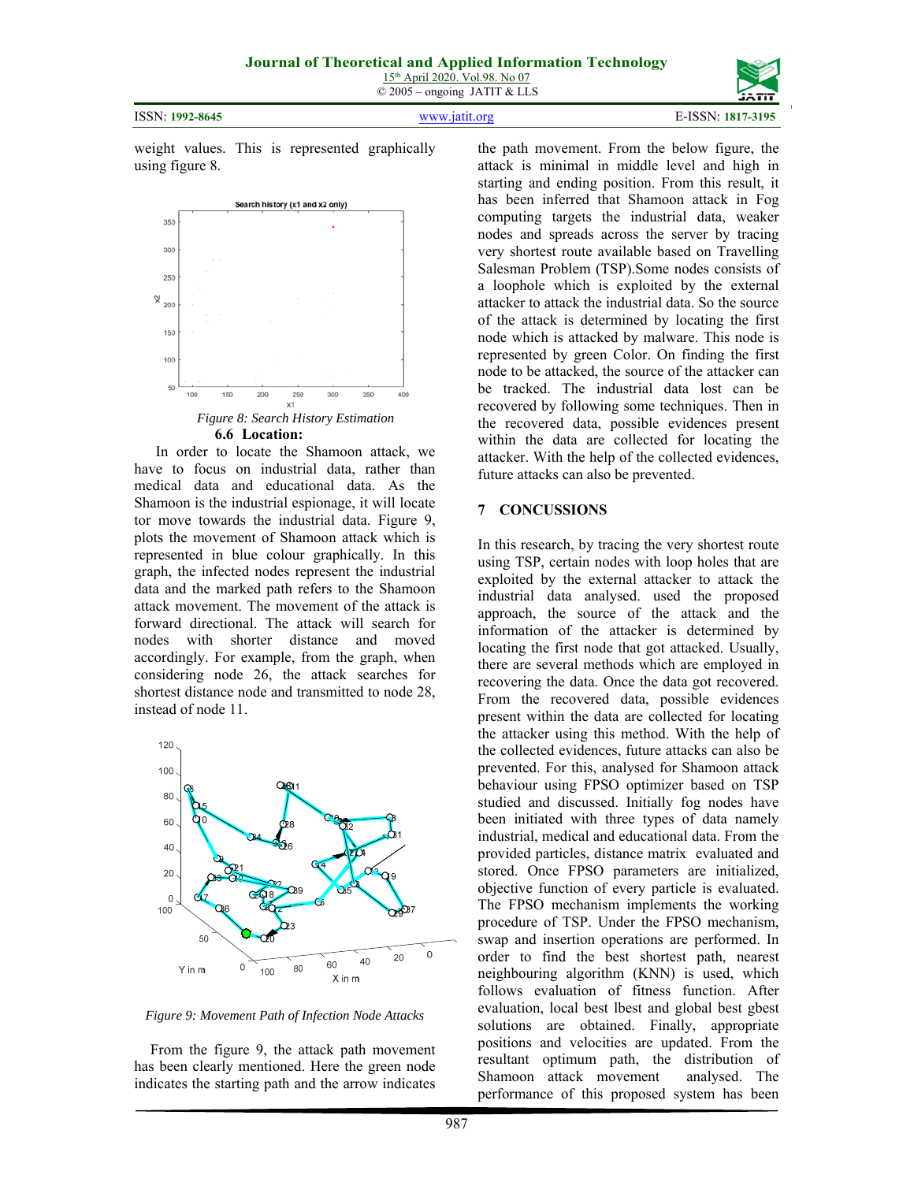weight values. This is represented graphically using figure 8.

*Figure 8: Search History Estimation*

### 6.6 Location:

In order to locate the Shamoon attack, we have to focus on industrial data, rather than medical data and educational data. As the Shamoon is the industrial espionage, it will locate tor move towards the industrial data. Figure 9, plots the movement of Shamoon attack which is represented in blue colour graphically. In this graph, the infected nodes represent the industrial data and the marked path refers to the Shamoon attack movement. The movement of the attack is forward directional. The attack will search for nodes with shorter distance and moved accordingly. For example, from the graph, when considering node 26, the attack searches for shortest distance node and transmitted to node 28, instead of node 11.

*Figure 9: Movement Path of Infection Node Attacks*

From the figure 9, the attack path movement has been clearly mentioned. Here the green node indicates the starting path and the arrow indicates the path movement. From the below figure, the attack is minimal in middle level and high in starting and ending position. From this result, it has been inferred that Shamoon attack in Fog computing targets the industrial data, weaker nodes and spreads across the server by tracing very shortest route available based on Travelling Salesman Problem (TSP).Some nodes consists of a loophole which is exploited by the external attacker to attack the industrial data. So the source of the attack is determined by locating the first node which is attacked by malware. This node is represented by green Color. On finding the first node to be attacked, the source of the attacker can be tracked. The industrial data lost can be recovered by following some techniques. Then in the recovered data, possible evidences present within the data are collected for locating the attacker. With the help of the collected evidences, future attacks can also be prevented.

## 7 CONCUSSIONS

In this research, by tracing the very shortest route using TSP, certain nodes with loop holes that are exploited by the external attacker to attack the industrial data analysed. used the proposed approach, the source of the attack and the information of the attacker is determined by locating the first node that got attacked. Usually, there are several methods which are employed in recovering the data. Once the data got recovered. From the recovered data, possible evidences present within the data are collected for locating the attacker using this method. With the help of the collected evidences, future attacks can also be prevented. For this, analysed for Shamoon attack behaviour using FPSO optimizer based on TSP studied and discussed. Initially fog nodes have been initiated with three types of data namely industrial, medical and educational data. From the provided particles, distance matrix evaluated and stored. Once FPSO parameters are initialized, objective function of every particle is evaluated. The FPSO mechanism implements the working procedure of TSP. Under the FPSO mechanism, swap and insertion operations are performed. In order to find the best shortest path, nearest neighbouring algorithm (KNN) is used, which follows evaluation of fitness function. After evaluation, local best lbest and global best gbest solutions are obtained. Finally, appropriate positions and velocities are updated. From the resultant optimum path, the distribution of Shamoon attack movement analysed. The performance of this proposed system has been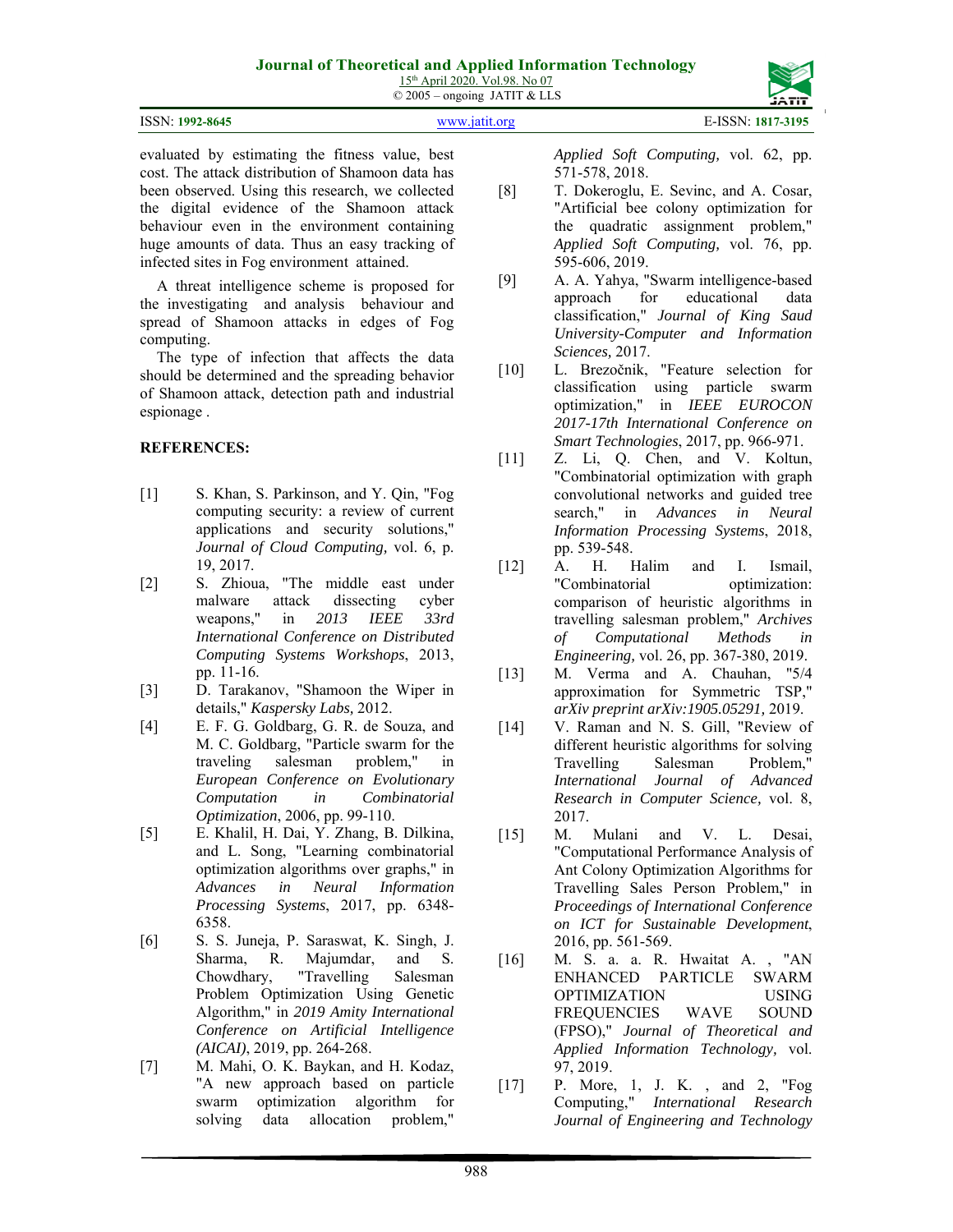evaluated by estimating the fitness value, best cost. The attack distribution of Shamoon data has been observed. Using this research, we collected the digital evidence of the Shamoon attack behaviour even in the environment containing huge amounts of data. Thus an easy tracking of infected sites in Fog environment attained.

A threat intelligence scheme is proposed for the investigating and analysis behaviour and spread of Shamoon attacks in edges of Fog computing.

The type of infection that affects the data should be determined and the spreading behavior of Shamoon attack, detection path and industrial espionage .

**REFERENCES:**

[1] S. Khan, S. Parkinson, and Y. Qin, "Fog computing security: a review of current applications and security solutions," *Journal of Cloud Computing,* vol. 6, p. 19, 2017.

[2] S. Zhioua, "The middle east under malware attack dissecting cyber weapons," in *2013 IEEE 33rd International Conference on Distributed Computing Systems Workshops*, 2013, pp. 11-16.

[3] D. Tarakanov, "Shamoon the Wiper in details," *Kaspersky Labs,* 2012.

[4] E. F. G. Goldbarg, G. R. de Souza, and M. C. Goldbarg, "Particle swarm for the traveling salesman problem," in *European Conference on Evolutionary Computation in Combinatorial Optimization*, 2006, pp. 99-110.

[5] E. Khalil, H. Dai, Y. Zhang, B. Dilkina, and L. Song, "Learning combinatorial optimization algorithms over graphs," in *Advances in Neural Information Processing Systems*, 2017, pp. 6348-6358.

[6] S. S. Juneja, P. Saraswat, K. Singh, J. Sharma, R. Majumdar, and S. Chowdhary, "Travelling Salesman Problem Optimization Using Genetic Algorithm," in *2019 Amity International Conference on Artificial Intelligence (AICAI)*, 2019, pp. 264-268.

[7] M. Mahi, O. K. Baykan, and H. Kodaz, "A new approach based on particle swarm optimization algorithm for solving data allocation problem," *Applied Soft Computing,* vol. 62, pp. 571-578, 2018.

[8] T. Dokeroglu, E. Sevinc, and A. Cosar, "Artificial bee colony optimization for the quadratic assignment problem," *Applied Soft Computing,* vol. 76, pp. 595-606, 2019.

[9] A. A. Yahya, "Swarm intelligence-based approach for educational data classification," *Journal of King Saud University-Computer and Information Sciences,* 2017.

[10] L. Brezočnik, "Feature selection for classification using particle swarm optimization," in *IEEE EUROCON 2017-17th International Conference on Smart Technologies*, 2017, pp. 966-971.

[11] Z. Li, Q. Chen, and V. Koltun, "Combinatorial optimization with graph convolutional networks and guided tree search," in *Advances in Neural Information Processing Systems*, 2018, pp. 539-548.

[12] A. H. Halim and I. Ismail, "Combinatorial optimization: comparison of heuristic algorithms in travelling salesman problem," *Archives of Computational Methods in Engineering,* vol. 26, pp. 367-380, 2019.

[13] M. Verma and A. Chauhan, "5/4 approximation for Symmetric TSP," *arXiv preprint arXiv:1905.05291,* 2019.

[14] V. Raman and N. S. Gill, "Review of different heuristic algorithms for solving Travelling Salesman Problem," *International Journal of Advanced Research in Computer Science,* vol. 8, 2017.

[15] M. Mulani and V. L. Desai, "Computational Performance Analysis of Ant Colony Optimization Algorithms for Travelling Sales Person Problem," in *Proceedings of International Conference on ICT for Sustainable Development*, 2016, pp. 561-569.

[16] M. S. a. a. R. Hwaitat A. , "AN ENHANCED PARTICLE SWARM OPTIMIZATION USING FREQUENCIES WAVE SOUND (FPSO)," *Journal of Theoretical and Applied Information Technology,* vol. 97, 2019.

[17] P. More, 1, J. K. , and 2, "Fog Computing," *International Research Journal of Engineering and Technology*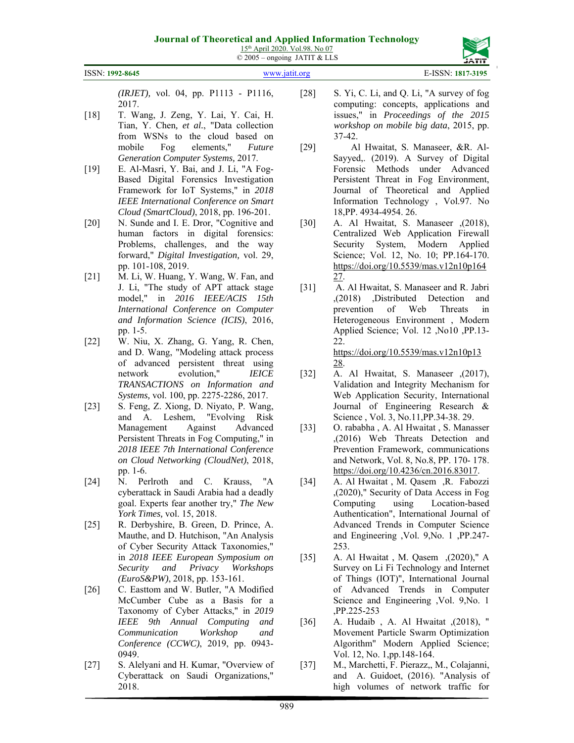*(IRJET),* vol. 04, pp. P1113 - P1116, 2017.

[18] T. Wang, J. Zeng, Y. Lai, Y. Cai, H. Tian, Y. Chen*, et al.*, "Data collection from WSNs to the cloud based on mobile Fog elements," *Future Generation Computer Systems,* 2017.

[19] E. Al-Masri, Y. Bai, and J. Li, "A Fog-Based Digital Forensics Investigation Framework for IoT Systems," in *2018 IEEE International Conference on Smart Cloud (SmartCloud)*, 2018, pp. 196-201.

[20] N. Sunde and I. E. Dror, "Cognitive and human factors in digital forensics: Problems, challenges, and the way forward," *Digital Investigation,* vol. 29, pp. 101-108, 2019.

[21] M. Li, W. Huang, Y. Wang, W. Fan, and J. Li, "The study of APT attack stage model," in *2016 IEEE/ACIS 15th International Conference on Computer and Information Science (ICIS)*, 2016, pp. 1-5.

[22] W. Niu, X. Zhang, G. Yang, R. Chen, and D. Wang, "Modeling attack process of advanced persistent threat using network evolution," *IEICE TRANSACTIONS on Information and Systems,* vol. 100, pp. 2275-2286, 2017.

[23] S. Feng, Z. Xiong, D. Niyato, P. Wang, and A. Leshem, "Evolving Risk Management Against Advanced Persistent Threats in Fog Computing," in *2018 IEEE 7th International Conference on Cloud Networking (CloudNet)*, 2018, pp. 1-6.

[24] N. Perlroth and C. Krauss, "A cyberattack in Saudi Arabia had a deadly goal. Experts fear another try," *The New York Times,* vol. 15, 2018.

[25] R. Derbyshire, B. Green, D. Prince, A. Mauthe, and D. Hutchison, "An Analysis of Cyber Security Attack Taxonomies," in *2018 IEEE European Symposium on Security and Privacy Workshops (EuroS&PW)*, 2018, pp. 153-161.

[26] C. Easttom and W. Butler, "A Modified McCumber Cube as a Basis for a Taxonomy of Cyber Attacks," in *2019 IEEE 9th Annual Computing and Communication Workshop and Conference (CCWC)*, 2019, pp. 0943-0949.

[27] S. Alelyani and H. Kumar, "Overview of Cyberattack on Saudi Organizations," 2018.

[28] S. Yi, C. Li, and Q. Li, "A survey of fog computing: concepts, applications and issues," in *Proceedings of the 2015 workshop on mobile big data*, 2015, pp. 37-42.

[29] Al Hwaitat, S. Manaseer, &R. Al-Sayyed,. (2019). A Survey of Digital Forensic Methods under Advanced Persistent Threat in Fog Environment, Journal of Theoretical and Applied Information Technology , Vol.97. No 18,PP. 4934-4954. 26.

[30] A. Al Hwaitat, S. Manaseer ,(2018), Centralized Web Application Firewall Security System, Modern Applied Science; Vol. 12, No. 10; PP.164-170. https://doi.org/10.5539/mas.v12n10p164 27.

[31] A. Al Hwaitat, S. Manaseer and R. Jabri ,(2018) ,Distributed Detection and prevention of Web Threats in Heterogeneous Environment , Modern Applied Science; Vol. 12 ,No10 ,PP.13-22. https://doi.org/10.5539/mas.v12n10p13 28.

[32] A. Al Hwaitat, S. Manaseer ,(2017), Validation and Integrity Mechanism for Web Application Security, International Journal of Engineering Research & Science , Vol. 3, No.11,PP.34-38. 29.

[33] O. rababha , A. Al Hwaitat , S. Manasser ,(2016) Web Threats Detection and Prevention Framework, communications and Network, Vol. 8, No.8, PP. 170- 178. https://doi.org/10.4236/cn.2016.83017.

[34] A. Al Hwaitat , M. Qasem ,R. Fabozzi ,(2020)," Security of Data Access in Fog Computing using Location-based Authentication", International Journal of Advanced Trends in Computer Science and Engineering ,Vol. 9,No. 1 ,PP.247-253.

[35] A. Al Hwaitat , M. Qasem ,(2020)," A Survey on Li Fi Technology and Internet of Things (IOT)", International Journal of Advanced Trends in Computer Science and Engineering ,Vol. 9,No. 1 ,PP.225-253

[36] A. Hudaib , A. Al Hwaitat ,(2018), " Movement Particle Swarm Optimization Algorithm" Modern Applied Science; Vol. 12, No. 1,pp.148-164.

[37] M., Marchetti, F. Pierazz,, M., Colajanni, and A. Guidoet, (2016). "Analysis of high volumes of network traffic for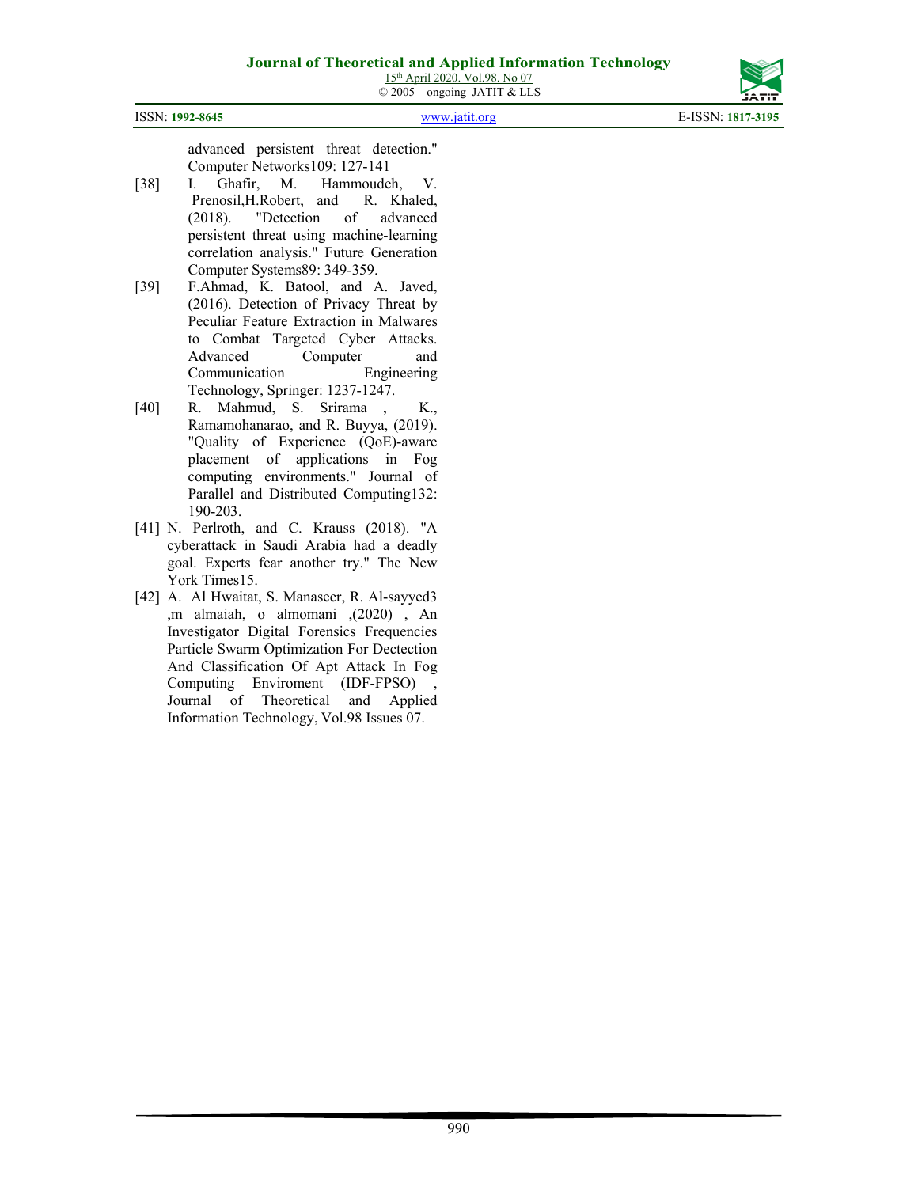advanced persistent threat detection." Computer Networks109: 127-141

[38] I. Ghafir, M. Hammoudeh, V. Prenosil,H.Robert, and R. Khaled, (2018). "Detection of advanced persistent threat using machine-learning correlation analysis." Future Generation Computer Systems89: 349-359.

[39] F.Ahmad, K. Batool, and A. Javed, (2016). Detection of Privacy Threat by Peculiar Feature Extraction in Malwares to Combat Targeted Cyber Attacks. Advanced Computer and Communication Engineering Technology, Springer: 1237-1247.

[40] R. Mahmud, S. Srirama , K., Ramamohanarao, and R. Buyya, (2019). "Quality of Experience (QoE)-aware placement of applications in Fog computing environments." Journal of Parallel and Distributed Computing132: 190-203.

[41] N. Perlroth, and C. Krauss (2018). "A cyberattack in Saudi Arabia had a deadly goal. Experts fear another try." The New York Times15.

[42] A. Al Hwaitat, S. Manaseer, R. Al-sayyed3 ,m almaiah, o almomani ,(2020) , An Investigator Digital Forensics Frequencies Particle Swarm Optimization For Dectection And Classification Of Apt Attack In Fog Computing Enviroment (IDF-FPSO) , Journal of Theoretical and Applied Information Technology, Vol.98 Issues 07.